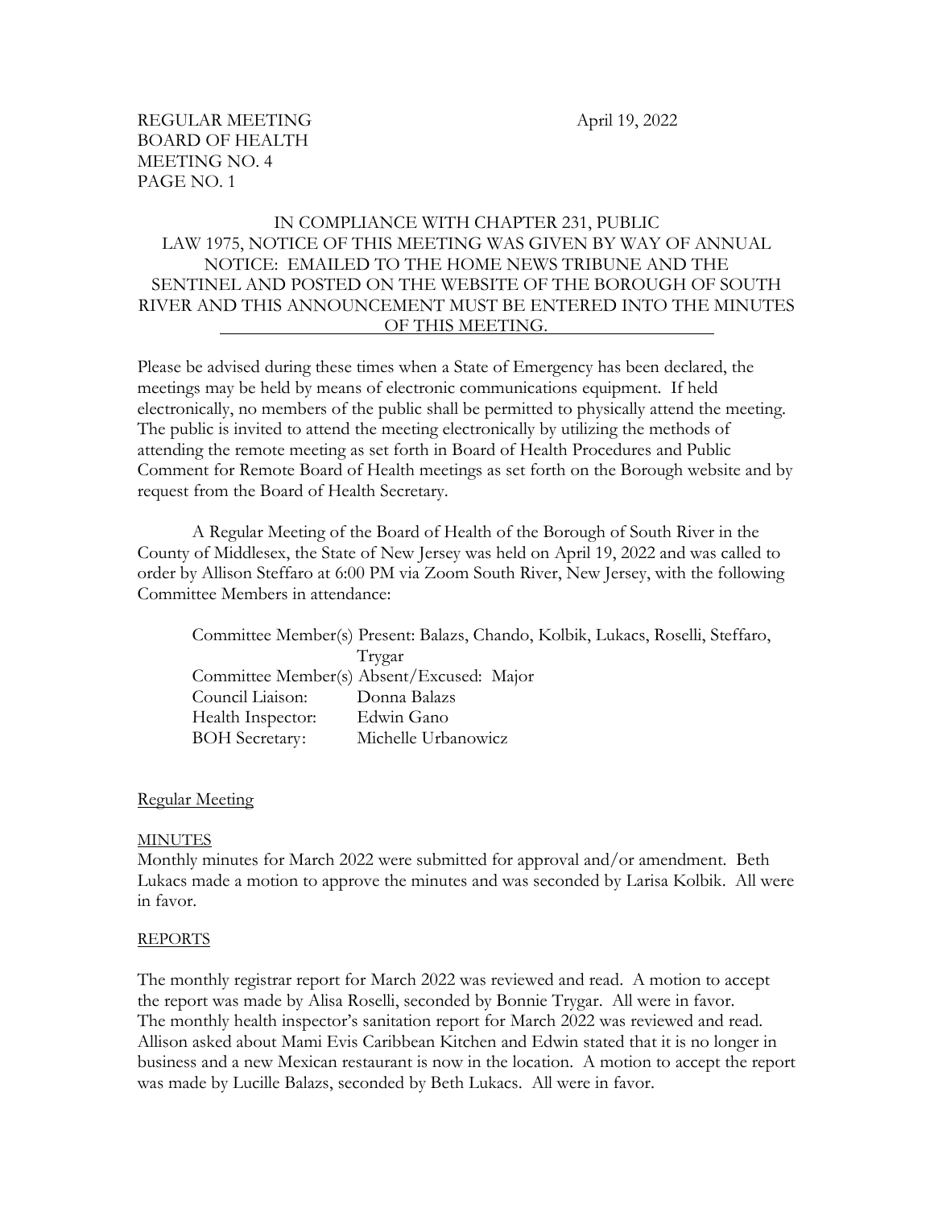REGULAR MEETING April 19, 2022
BOARD OF HEALTH
MEETING NO. 4
PAGE NO. 1

IN COMPLIANCE WITH CHAPTER 231, PUBLIC LAW 1975, NOTICE OF THIS MEETING WAS GIVEN BY WAY OF ANNUAL NOTICE: EMAILED TO THE HOME NEWS TRIBUNE AND THE SENTINEL AND POSTED ON THE WEBSITE OF THE BOROUGH OF SOUTH RIVER AND THIS ANNOUNCEMENT MUST BE ENTERED INTO THE MINUTES OF THIS MEETING.

Please be advised during these times when a State of Emergency has been declared, the meetings may be held by means of electronic communications equipment. If held electronically, no members of the public shall be permitted to physically attend the meeting. The public is invited to attend the meeting electronically by utilizing the methods of attending the remote meeting as set forth in Board of Health Procedures and Public Comment for Remote Board of Health meetings as set forth on the Borough website and by request from the Board of Health Secretary.

A Regular Meeting of the Board of Health of the Borough of South River in the County of Middlesex, the State of New Jersey was held on April 19, 2022 and was called to order by Allison Steffaro at 6:00 PM via Zoom South River, New Jersey, with the following Committee Members in attendance:

Committee Member(s) Present: Balazs, Chando, Kolbik, Lukacs, Roselli, Steffaro, Trygar
Committee Member(s) Absent/Excused: Major
Council Liaison: Donna Balazs
Health Inspector: Edwin Gano
BOH Secretary: Michelle Urbanowicz

Regular Meeting

MINUTES

Monthly minutes for March 2022 were submitted for approval and/or amendment. Beth Lukacs made a motion to approve the minutes and was seconded by Larisa Kolbik. All were in favor.

REPORTS

The monthly registrar report for March 2022 was reviewed and read. A motion to accept the report was made by Alisa Roselli, seconded by Bonnie Trygar. All were in favor.
The monthly health inspector's sanitation report for March 2022 was reviewed and read. Allison asked about Mami Evis Caribbean Kitchen and Edwin stated that it is no longer in business and a new Mexican restaurant is now in the location. A motion to accept the report was made by Lucille Balazs, seconded by Beth Lukacs. All were in favor.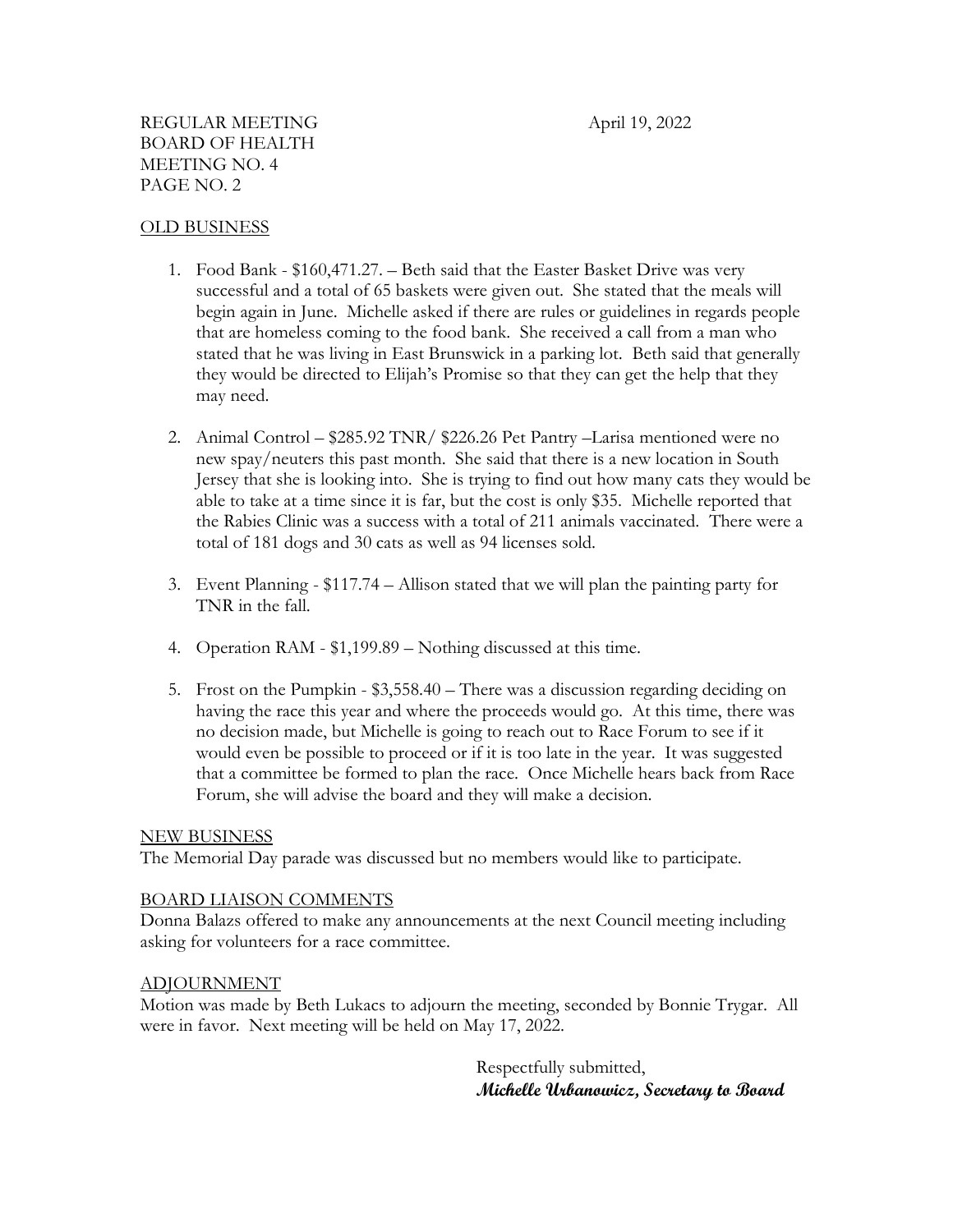REGULAR MEETING April 19, 2022
BOARD OF HEALTH
MEETING NO. 4
PAGE NO. 2

## OLD BUSINESS

1. Food Bank - $160,471.27. – Beth said that the Easter Basket Drive was very successful and a total of 65 baskets were given out. She stated that the meals will begin again in June. Michelle asked if there are rules or guidelines in regards people that are homeless coming to the food bank. She received a call from a man who stated that he was living in East Brunswick in a parking lot. Beth said that generally they would be directed to Elijah's Promise so that they can get the help that they may need.

2. Animal Control – $285.92 TNR/ $226.26 Pet Pantry –Larisa mentioned were no new spay/neuters this past month. She said that there is a new location in South Jersey that she is looking into. She is trying to find out how many cats they would be able to take at a time since it is far, but the cost is only $35. Michelle reported that the Rabies Clinic was a success with a total of 211 animals vaccinated. There were a total of 181 dogs and 30 cats as well as 94 licenses sold.

3. Event Planning - $117.74 – Allison stated that we will plan the painting party for TNR in the fall.

4. Operation RAM - $1,199.89 – Nothing discussed at this time.

5. Frost on the Pumpkin - $3,558.40 – There was a discussion regarding deciding on having the race this year and where the proceeds would go. At this time, there was no decision made, but Michelle is going to reach out to Race Forum to see if it would even be possible to proceed or if it is too late in the year. It was suggested that a committee be formed to plan the race. Once Michelle hears back from Race Forum, she will advise the board and they will make a decision.

## NEW BUSINESS

The Memorial Day parade was discussed but no members would like to participate.

## BOARD LIAISON COMMENTS

Donna Balazs offered to make any announcements at the next Council meeting including asking for volunteers for a race committee.

## ADJOURNMENT

Motion was made by Beth Lukacs to adjourn the meeting, seconded by Bonnie Trygar. All were in favor. Next meeting will be held on May 17, 2022.

Respectfully submitted,
***Michelle Urbanowicz, Secretary to Board***